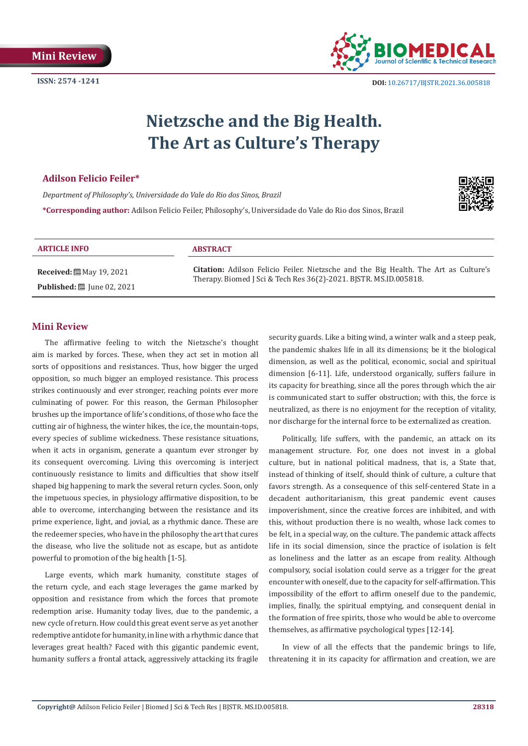Mini Review

ISSN: 2574 -1241

DOI: 10.26717/BJSTR.2021.36.005818

# Nietzsche and the Big Health. The Art as Culture's Therapy

**Adilson Felicio Feiler***

*Department of Philosophy's, Universidade do Vale do Rio dos Sinos, Brazil*

**\*Corresponding author:** Adilson Felicio Feiler, Philosophy's, Universidade do Vale do Rio dos Sinos, Brazil

**ARTICLE INFO**

**Received:** May 19, 2021

**Published:** June 02, 2021

**ABSTRACT**

**Citation:** Adilson Felicio Feiler. Nietzsche and the Big Health. The Art as Culture's Therapy. Biomed J Sci & Tech Res 36(2)-2021. BJSTR. MS.ID.005818.

## Mini Review

The affirmative feeling to witch the Nietzsche's thought aim is marked by forces. These, when they act set in motion all sorts of oppositions and resistances. Thus, how bigger the urged opposition, so much bigger an employed resistance. This process strikes continuously and ever stronger, reaching points ever more culminating of power. For this reason, the German Philosopher brushes up the importance of life's conditions, of those who face the cutting air of highness, the winter hikes, the ice, the mountain-tops, every species of sublime wickedness. These resistance situations, when it acts in organism, generate a quantum ever stronger by its consequent overcoming. Living this overcoming is interject continuously resistance to limits and difficulties that show itself shaped big happening to mark the several return cycles. Soon, only the impetuous species, in physiology affirmative disposition, to be able to overcome, interchanging between the resistance and its prime experience, light, and jovial, as a rhythmic dance. These are the redeemer species, who have in the philosophy the art that cures the disease, who live the solitude not as escape, but as antidote powerful to promotion of the big health [1-5].

Large events, which mark humanity, constitute stages of the return cycle, and each stage leverages the game marked by opposition and resistance from which the forces that promote redemption arise. Humanity today lives, due to the pandemic, a new cycle of return. How could this great event serve as yet another redemptive antidote for humanity, in line with a rhythmic dance that leverages great health? Faced with this gigantic pandemic event, humanity suffers a frontal attack, aggressively attacking its fragile security guards. Like a biting wind, a winter walk and a steep peak, the pandemic shakes life in all its dimensions; be it the biological dimension, as well as the political, economic, social and spiritual dimension [6-11]. Life, understood organically, suffers failure in its capacity for breathing, since all the pores through which the air is communicated start to suffer obstruction; with this, the force is neutralized, as there is no enjoyment for the reception of vitality, nor discharge for the internal force to be externalized as creation.

Politically, life suffers, with the pandemic, an attack on its management structure. For, one does not invest in a global culture, but in national political madness, that is, a State that, instead of thinking of itself, should think of culture, a culture that favors strength. As a consequence of this self-centered State in a decadent authoritarianism, this great pandemic event causes impoverishment, since the creative forces are inhibited, and with this, without production there is no wealth, whose lack comes to be felt, in a special way, on the culture. The pandemic attack affects life in its social dimension, since the practice of isolation is felt as loneliness and the latter as an escape from reality. Although compulsory, social isolation could serve as a trigger for the great encounter with oneself, due to the capacity for self-affirmation. This impossibility of the effort to affirm oneself due to the pandemic, implies, finally, the spiritual emptying, and consequent denial in the formation of free spirits, those who would be able to overcome themselves, as affirmative psychological types [12-14].

In view of all the effects that the pandemic brings to life, threatening it in its capacity for affirmation and creation, we are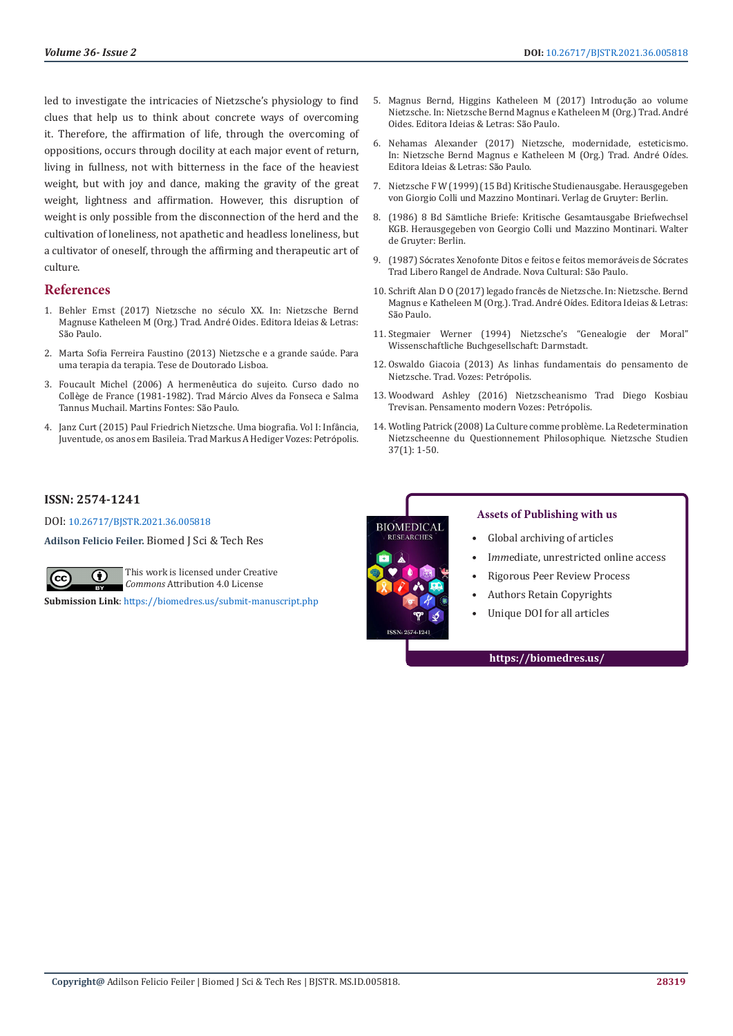led to investigate the intricacies of Nietzsche's physiology to find clues that help us to think about concrete ways of overcoming it. Therefore, the affirmation of life, through the overcoming of oppositions, occurs through docility at each major event of return, living in fullness, not with bitterness in the face of the heaviest weight, but with joy and dance, making the gravity of the great weight, lightness and affirmation. However, this disruption of weight is only possible from the disconnection of the herd and the cultivation of loneliness, not apathetic and headless loneliness, but a cultivator of oneself, through the affirming and therapeutic art of culture.

## References

1. Behler Ernst (2017) Nietzsche no século XX. In: Nietzsche Bernd Magnuse Katheleen M (Org.) Trad. André Oides. Editora Ideias & Letras: São Paulo.
2. Marta Sofia Ferreira Faustino (2013) Nietzsche e a grande saúde. Para uma terapia da terapia. Tese de Doutorado Lisboa.
3. Foucault Michel (2006) A hermenêutica do sujeito. Curso dado no Collège de France (1981-1982). Trad Márcio Alves da Fonseca e Salma Tannus Muchail. Martins Fontes: São Paulo.
4. Janz Curt (2015) Paul Friedrich Nietzsche. Uma biografia. Vol I: Infância, Juventude, os anos em Basileia. Trad Markus A Hediger Vozes: Petrópolis.
5. Magnus Bernd, Higgins Katheleen M (2017) Introdução ao volume Nietzsche. In: Nietzsche Bernd Magnus e Katheleen M (Org.) Trad. André Oides. Editora Ideias & Letras: São Paulo.
6. Nehamas Alexander (2017) Nietzsche, modernidade, esteticismo. In: Nietzsche Bernd Magnus e Katheleen M (Org.) Trad. André Oídes. Editora Ideias & Letras: São Paulo.
7. Nietzsche F W (1999) (15 Bd) Kritische Studienausgabe. Herausgegeben von Giorgio Colli und Mazzino Montinari. Verlag de Gruyter: Berlin.
8. (1986) 8 Bd Sämtliche Briefe: Kritische Gesamtausgabe Briefwechsel KGB. Herausgegeben von Georgio Colli und Mazzino Montinari. Walter de Gruyter: Berlin.
9. (1987) Sócrates Xenofonte Ditos e feitos e feitos memoráveis de Sócrates Trad Libero Rangel de Andrade. Nova Cultural: São Paulo.
10. Schrift Alan D O (2017) legado francês de Nietzsche. In: Nietzsche. Bernd Magnus e Katheleen M (Org.). Trad. André Oídes. Editora Ideias & Letras: São Paulo.
11. Stegmaier Werner (1994) Nietzsche's "Genealogie der Moral" Wissenschaftliche Buchgesellschaft: Darmstadt.
12. Oswaldo Giacoia (2013) As linhas fundamentais do pensamento de Nietzsche. Trad. Vozes: Petrópolis.
13. Woodward Ashley (2016) Nietzscheanismo Trad Diego Kosbiau Trevisan. Pensamento modern Vozes: Petrópolis.
14. Wotling Patrick (2008) La Culture comme problème. La Redetermination Nietzscheenne du Questionnement Philosophique. Nietzsche Studien 37(1): 1-50.

**ISSN: 2574-1241**

DOI: 10.26717/BJSTR.2021.36.005818

**Adilson Felicio Feiler.** Biomed J Sci & Tech Res

This work is licensed under Creative *Commons* Attribution 4.0 License

**Submission Link**: https://biomedres.us/submit-manuscript.php

**Assets of Publishing with us**

- Global archiving of articles
- Immediate, unrestricted online access
- Rigorous Peer Review Process
- Authors Retain Copyrights
- Unique DOI for all articles

**https://biomedres.us/**